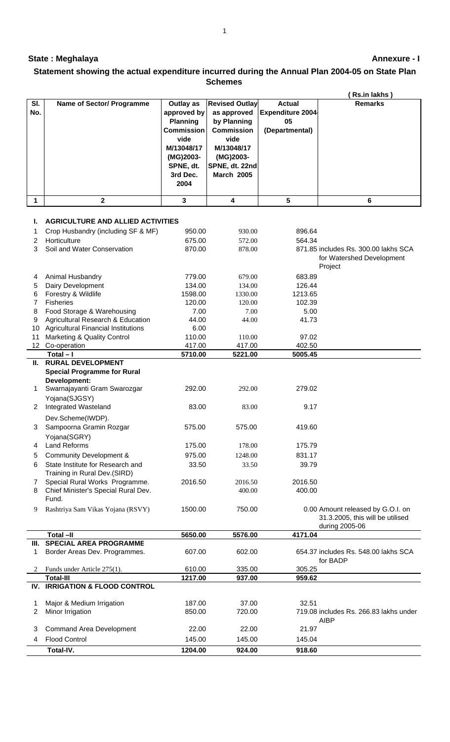**State : Meghalaya** **Annexure - I**

## Statement showing the actual expenditure incurred during the Annual Plan 2004-05 on State Plan Schemes

( Rs.in lakhs )

| Sl. No. | Name of Sector/ Programme | Outlay as approved by Planning Commission vide M/13048/17 (MG)2003-SPNE, dt. 3rd Dec. 2004 | Revised Outlay as approved by Planning Commission vide M/13048/17 (MG)2003-SPNE, dt. 22nd March 2005 | Actual Expenditure 2004-05 (Departmental) | Remarks |
|---|---|---|---|---|---|
| 1 | 2 | 3 | 4 | 5 | 6 |
| I. | **AGRICULTURE AND ALLIED ACTIVITIES** | | | | |
| 1 | Crop Husbandry (including SF & MF) | 950.00 | 930.00 | 896.64 | |
| 2 | Horticulture | 675.00 | 572.00 | 564.34 | |
| 3 | Soil and Water Conservation | 870.00 | 878.00 | 871.85 | includes Rs. 300.00 lakhs SCA for Watershed Development Project |
| 4 | Animal Husbandry | 779.00 | 679.00 | 683.89 | |
| 5 | Dairy Development | 134.00 | 134.00 | 126.44 | |
| 6 | Forestry & Wildlife | 1598.00 | 1330.00 | 1213.65 | |
| 7 | Fisheries | 120.00 | 120.00 | 102.39 | |
| 8 | Food Storage & Warehousing | 7.00 | 7.00 | 5.00 | |
| 9 | Agricultural Research & Education | 44.00 | 44.00 | 41.73 | |
| 10 | Agricultural Financial Institutions | 6.00 | | | |
| 11 | Marketing & Quality Control | 110.00 | 110.00 | 97.02 | |
| 12 | Co-operation | 417.00 | 417.00 | 402.50 | |
| | **Total – I** | **5710.00** | **5221.00** | **5005.45** | |
| II. | **RURAL DEVELOPMENT** | | | | |
| | **Special Programme for Rural Development:** | | | | |
| 1 | Swarnajayanti Gram Swarozgar Yojana(SJGSY) | 292.00 | 292.00 | 279.02 | |
| 2 | Integrated Wasteland Dev.Scheme(IWDP). | 83.00 | 83.00 | 9.17 | |
| 3 | Sampoorna Gramin Rozgar Yojana(SGRY) | 575.00 | 575.00 | 419.60 | |
| 4 | Land Reforms | 175.00 | 178.00 | 175.79 | |
| 5 | Community Development & | 975.00 | 1248.00 | 831.17 | |
| 6 | State Institute for Research and Training in Rural Dev.(SIRD) | 33.50 | 33.50 | 39.79 | |
| 7 | Special Rural Works Programme. | 2016.50 | 2016.50 | 2016.50 | |
| 8 | Chief Minister's Special Rural Dev. Fund. | | 400.00 | 400.00 | |
| 9 | Rashtriya Sam Vikas Yojana (RSVY) | 1500.00 | 750.00 | 0.00 | Amount released by G.O.I. on 31.3.2005, this will be utilised during 2005-06 |
| | **Total –II** | **5650.00** | **5576.00** | **4171.04** | |
| III. | **SPECIAL AREA PROGRAMME** | | | | |
| 1 | Border Areas Dev. Programmes. | 607.00 | 602.00 | 654.37 | includes Rs. 548.00 lakhs SCA for BADP |
| 2 | Funds under Article 275(1). | 610.00 | 335.00 | 305.25 | |
| | **Total-III** | **1217.00** | **937.00** | **959.62** | |
| IV. | **IRRIGATION & FLOOD CONTROL** | | | | |
| 1 | Major & Medium Irrigation | 187.00 | 37.00 | 32.51 | |
| 2 | Minor Irrigation | 850.00 | 720.00 | 719.08 | includes Rs. 266.83 lakhs under AIBP |
| 3 | Command Area Development | 22.00 | 22.00 | 21.97 | |
| 4 | Flood Control | 145.00 | 145.00 | 145.04 | |
| | **Total-IV.** | **1204.00** | **924.00** | **918.60** | |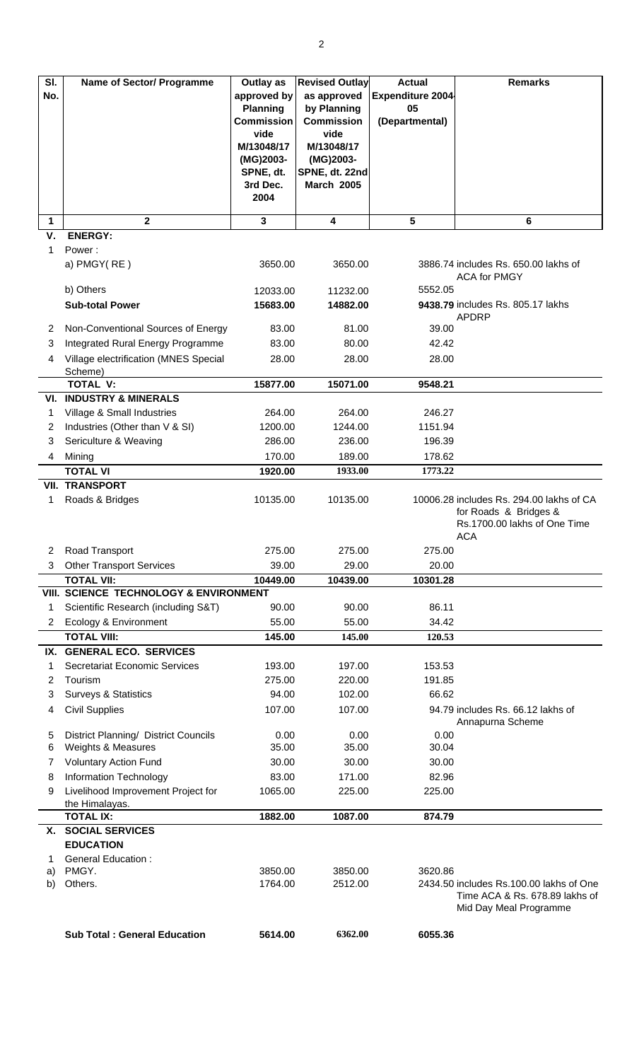| Sl. No. | Name of Sector/ Programme | Outlay as approved by Planning Commission vide M/13048/17 (MG)2003-SPNE, dt. 3rd Dec. 2004 | Revised Outlay as approved by Planning Commission vide M/13048/17 (MG)2003-SPNE, dt. 22nd March 2005 | Actual Expenditure 2004-05 (Departmental) | Remarks |
|---|---|---|---|---|---|
| 1 | 2 | 3 | 4 | 5 | 6 |
| V. | **ENERGY:** | | | | |
| 1 | Power : | | | | |
| | a) PMGY( RE ) | 3650.00 | 3650.00 | 3886.74 | includes Rs. 650.00 lakhs of ACA for PMGY |
| | b) Others | 12033.00 | 11232.00 | 5552.05 | |
| | **Sub-total Power** | **15683.00** | **14882.00** | **9438.79** | includes Rs. 805.17 lakhs APDRP |
| 2 | Non-Conventional Sources of Energy | 83.00 | 81.00 | 39.00 | |
| 3 | Integrated Rural Energy Programme | 83.00 | 80.00 | 42.42 | |
| 4 | Village electrification (MNES Special Scheme) | 28.00 | 28.00 | 28.00 | |
| | **TOTAL V:** | **15877.00** | **15071.00** | **9548.21** | |
| VI. | **INDUSTRY & MINERALS** | | | | |
| 1 | Village & Small Industries | 264.00 | 264.00 | 246.27 | |
| 2 | Industries (Other than V & SI) | 1200.00 | 1244.00 | 1151.94 | |
| 3 | Sericulture & Weaving | 286.00 | 236.00 | 196.39 | |
| 4 | Mining | 170.00 | 189.00 | 178.62 | |
| | **TOTAL VI** | **1920.00** | **1933.00** | **1773.22** | |
| VII. | **TRANSPORT** | | | | |
| 1 | Roads & Bridges | 10135.00 | 10135.00 | 10006.28 | includes Rs. 294.00 lakhs of CA for Roads & Bridges & Rs.1700.00 lakhs of One Time ACA |
| 2 | Road Transport | 275.00 | 275.00 | 275.00 | |
| 3 | Other Transport Services | 39.00 | 29.00 | 20.00 | |
| | **TOTAL VII:** | **10449.00** | **10439.00** | **10301.28** | |
| VIII. | **SCIENCE TECHNOLOGY & ENVIRONMENT** | | | | |
| 1 | Scientific Research (including S&T) | 90.00 | 90.00 | 86.11 | |
| 2 | Ecology & Environment | 55.00 | 55.00 | 34.42 | |
| | **TOTAL VIII:** | **145.00** | **145.00** | **120.53** | |
| IX. | **GENERAL ECO. SERVICES** | | | | |
| 1 | Secretariat Economic Services | 193.00 | 197.00 | 153.53 | |
| 2 | Tourism | 275.00 | 220.00 | 191.85 | |
| 3 | Surveys & Statistics | 94.00 | 102.00 | 66.62 | |
| 4 | Civil Supplies | 107.00 | 107.00 | 94.79 | includes Rs. 66.12 lakhs of Annapurna Scheme |
| 5 | District Planning/ District Councils | 0.00 | 0.00 | 0.00 | |
| 6 | Weights & Measures | 35.00 | 35.00 | 30.04 | |
| 7 | Voluntary Action Fund | 30.00 | 30.00 | 30.00 | |
| 8 | Information Technology | 83.00 | 171.00 | 82.96 | |
| 9 | Livelihood Improvement Project for the Himalayas. | 1065.00 | 225.00 | 225.00 | |
| | **TOTAL IX:** | **1882.00** | **1087.00** | **874.79** | |
| X. | **SOCIAL SERVICES** | | | | |
| | **EDUCATION** | | | | |
| 1 | General Education : | | | | |
| a) | PMGY. | 3850.00 | 3850.00 | 3620.86 | |
| b) | Others. | 1764.00 | 2512.00 | 2434.50 | includes Rs.100.00 lakhs of One Time ACA & Rs. 678.89 lakhs of Mid Day Meal Programme |
| | **Sub Total : General Education** | **5614.00** | **6362.00** | **6055.36** | |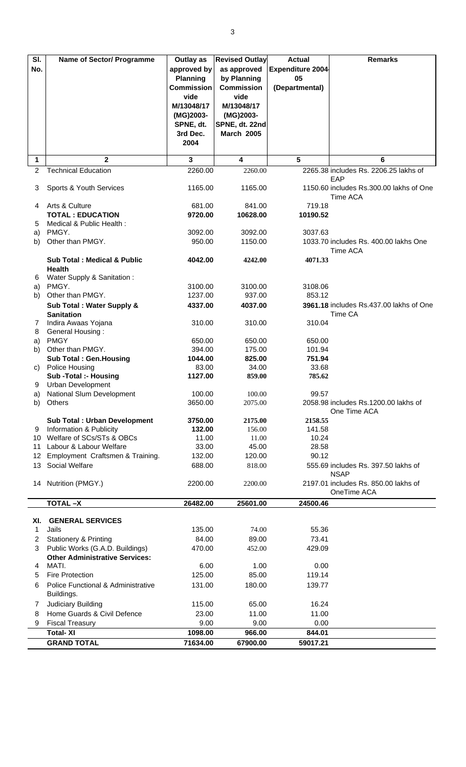| Sl. No. | Name of Sector/ Programme | Outlay as approved by Planning Commission vide M/13048/17 (MG)2003-SPNE, dt. 3rd Dec. 2004 | Revised Outlay as approved by Planning Commission vide M/13048/17 (MG)2003-SPNE, dt. 22nd March 2005 | Actual Expenditure 2004-05 (Departmental) | Remarks |
|---|---|---|---|---|---|
| 1 | 2 | 3 | 4 | 5 | 6 |
| 2 | Technical Education | 2260.00 | 2260.00 | 2265.38 | includes Rs. 2206.25 lakhs of EAP |
| 3 | Sports & Youth Services | 1165.00 | 1165.00 | 1150.60 | includes Rs.300.00 lakhs of One Time ACA |
| 4 | Arts & Culture | 681.00 | 841.00 | 719.18 | |
| | **TOTAL : EDUCATION** | **9720.00** | **10628.00** | **10190.52** | |
| 5 | Medical & Public Health : | | | | |
| a) | PMGY. | 3092.00 | 3092.00 | 3037.63 | |
| b) | Other than PMGY. | 950.00 | 1150.00 | 1033.70 | includes Rs. 400.00 lakhs One Time ACA |
| | **Sub Total : Medical & Public Health** | **4042.00** | **4242.00** | **4071.33** | |
| 6 | Water Supply & Sanitation : | | | | |
| a) | PMGY. | 3100.00 | 3100.00 | 3108.06 | |
| b) | Other than PMGY. | 1237.00 | 937.00 | 853.12 | |
| | **Sub Total : Water Supply & Sanitation** | **4337.00** | **4037.00** | **3961.18** | includes Rs.437.00 lakhs of One Time CA |
| 7 | Indira Awaas Yojana | 310.00 | 310.00 | 310.04 | |
| 8 | General Housing : | | | | |
| a) | PMGY | 650.00 | 650.00 | 650.00 | |
| b) | Other than PMGY. | 394.00 | 175.00 | 101.94 | |
| | **Sub Total : Gen.Housing** | **1044.00** | **825.00** | **751.94** | |
| c) | Police Housing | 83.00 | 34.00 | 33.68 | |
| | **Sub -Total :- Housing** | **1127.00** | **859.00** | **785.62** | |
| 9 | Urban Development | | | | |
| a) | National Slum Development | 100.00 | 100.00 | 99.57 | |
| b) | Others | 3650.00 | 2075.00 | 2058.98 | includes Rs.1200.00 lakhs of One Time ACA |
| | **Sub Total : Urban Development** | **3750.00** | **2175.00** | **2158.55** | |
| 9 | Information & Publicity | **132.00** | 156.00 | 141.58 | |
| 10 | Welfare of SCs/STs & OBCs | 11.00 | 11.00 | 10.24 | |
| 11 | Labour & Labour Welfare | 33.00 | 45.00 | 28.58 | |
| 12 | Employment Craftsmen & Training. | 132.00 | 120.00 | 90.12 | |
| 13 | Social Welfare | 688.00 | 818.00 | 555.69 | includes Rs. 397.50 lakhs of NSAP |
| 14 | Nutrition (PMGY.) | 2200.00 | 2200.00 | 2197.01 | includes Rs. 850.00 lakhs of OneTime ACA |
| | **TOTAL –X** | **26482.00** | **25601.00** | **24500.46** | |
| **XI.** | **GENERAL SERVICES** | | | | |
| 1 | Jails | 135.00 | 74.00 | 55.36 | |
| 2 | Stationery & Printing | 84.00 | 89.00 | 73.41 | |
| 3 | Public Works (G.A.D. Buildings) | 470.00 | 452.00 | 429.09 | |
| | **Other Administrative Services:** | | | | |
| 4 | MATI. | 6.00 | 1.00 | 0.00 | |
| 5 | Fire Protection | 125.00 | 85.00 | 119.14 | |
| 6 | Police Functional & Administrative Buildings. | 131.00 | 180.00 | 139.77 | |
| 7 | Judiciary Building | 115.00 | 65.00 | 16.24 | |
| 8 | Home Guards & Civil Defence | 23.00 | 11.00 | 11.00 | |
| 9 | Fiscal Treasury | 9.00 | 9.00 | 0.00 | |
| | **Total- XI** | **1098.00** | **966.00** | **844.01** | |
| | **GRAND TOTAL** | **71634.00** | **67900.00** | **59017.21** | |